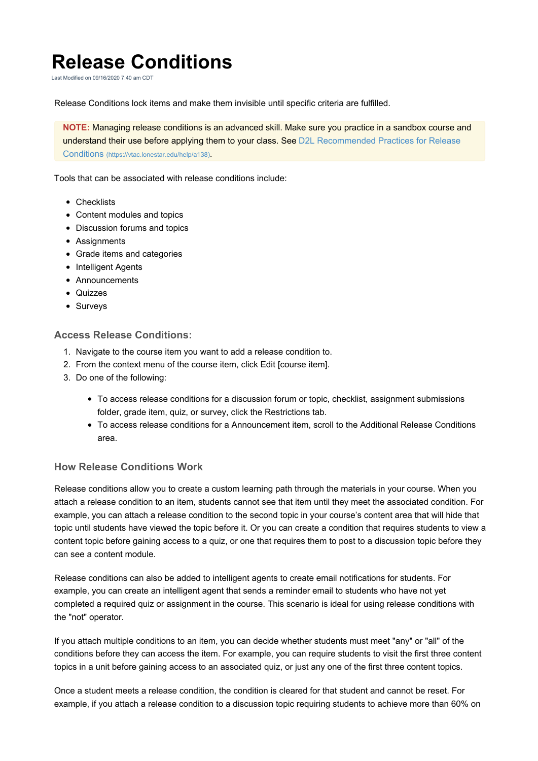# Release Conditions

Last Modified on 09/16/2020 7:40 am CDT

Release Conditions lock items and make them invisible until specific criteria are fulfilled.

> **NOTE:** Managing release conditions is an advanced skill. Make sure you practice in a sandbox course and understand their use before applying them to your class. See [D2L Recommended Practices for Release Conditions](https://vtac.lonestar.edu/help/a138) (https://vtac.lonestar.edu/help/a138).

Tools that can be associated with release conditions include:

- Checklists
- Content modules and topics
- Discussion forums and topics
- Assignments
- Grade items and categories
- Intelligent Agents
- Announcements
- Quizzes
- Surveys

### Access Release Conditions:

1. Navigate to the course item you want to add a release condition to.
2. From the context menu of the course item, click Edit [course item].
3. Do one of the following:
   - To access release conditions for a discussion forum or topic, checklist, assignment submissions folder, grade item, quiz, or survey, click the Restrictions tab.
   - To access release conditions for a Announcement item, scroll to the Additional Release Conditions area.

### How Release Conditions Work

Release conditions allow you to create a custom learning path through the materials in your course. When you attach a release condition to an item, students cannot see that item until they meet the associated condition. For example, you can attach a release condition to the second topic in your course's content area that will hide that topic until students have viewed the topic before it. Or you can create a condition that requires students to view a content topic before gaining access to a quiz, or one that requires them to post to a discussion topic before they can see a content module.

Release conditions can also be added to intelligent agents to create email notifications for students. For example, you can create an intelligent agent that sends a reminder email to students who have not yet completed a required quiz or assignment in the course. This scenario is ideal for using release conditions with the "not" operator.

If you attach multiple conditions to an item, you can decide whether students must meet "any" or "all" of the conditions before they can access the item. For example, you can require students to visit the first three content topics in a unit before gaining access to an associated quiz, or just any one of the first three content topics.

Once a student meets a release condition, the condition is cleared for that student and cannot be reset. For example, if you attach a release condition to a discussion topic requiring students to achieve more than 60% on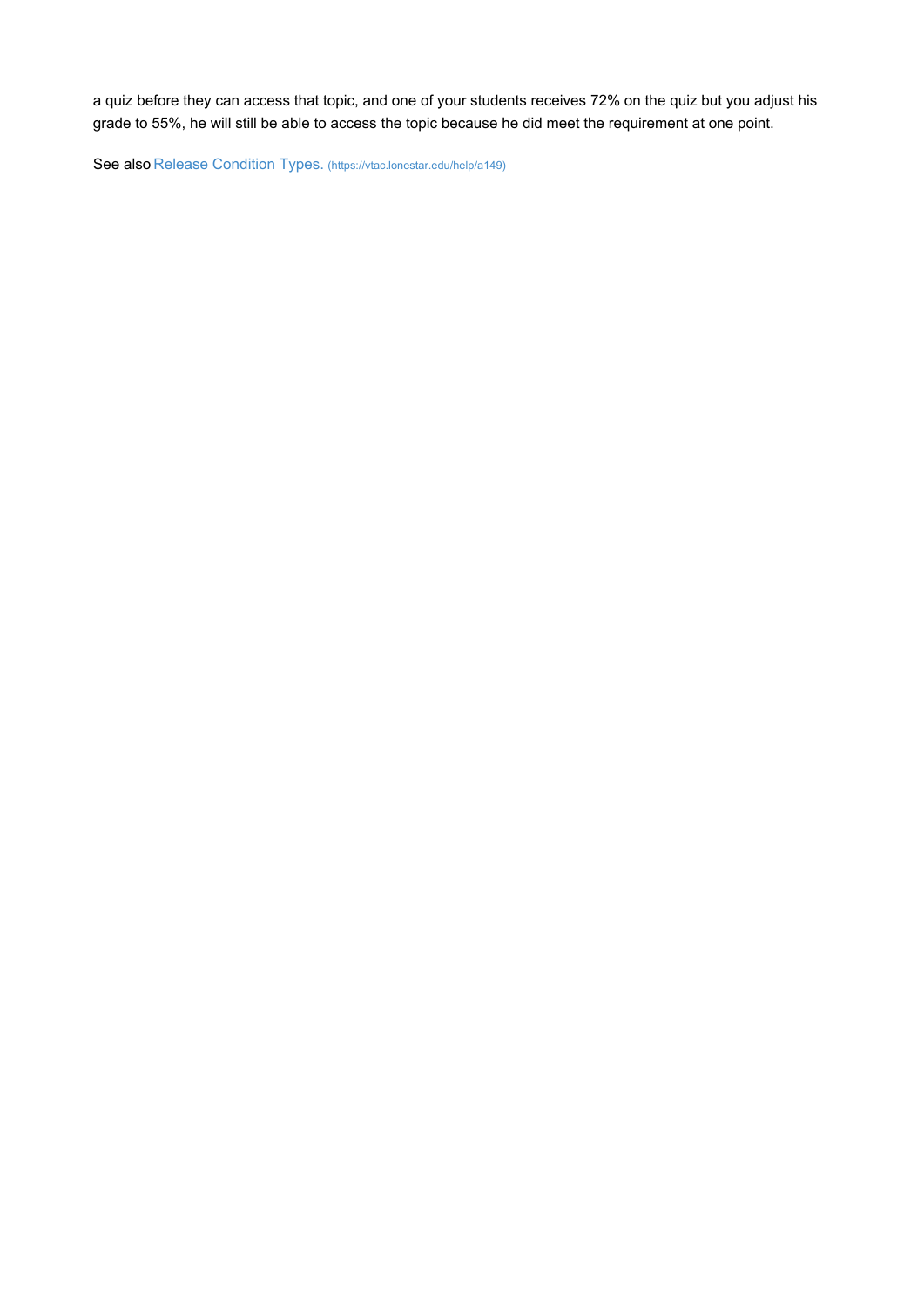a quiz before they can access that topic, and one of your students receives 72% on the quiz but you adjust his grade to 55%, he will still be able to access the topic because he did meet the requirement at one point.

See also Release Condition Types. (https://vtac.lonestar.edu/help/a149)